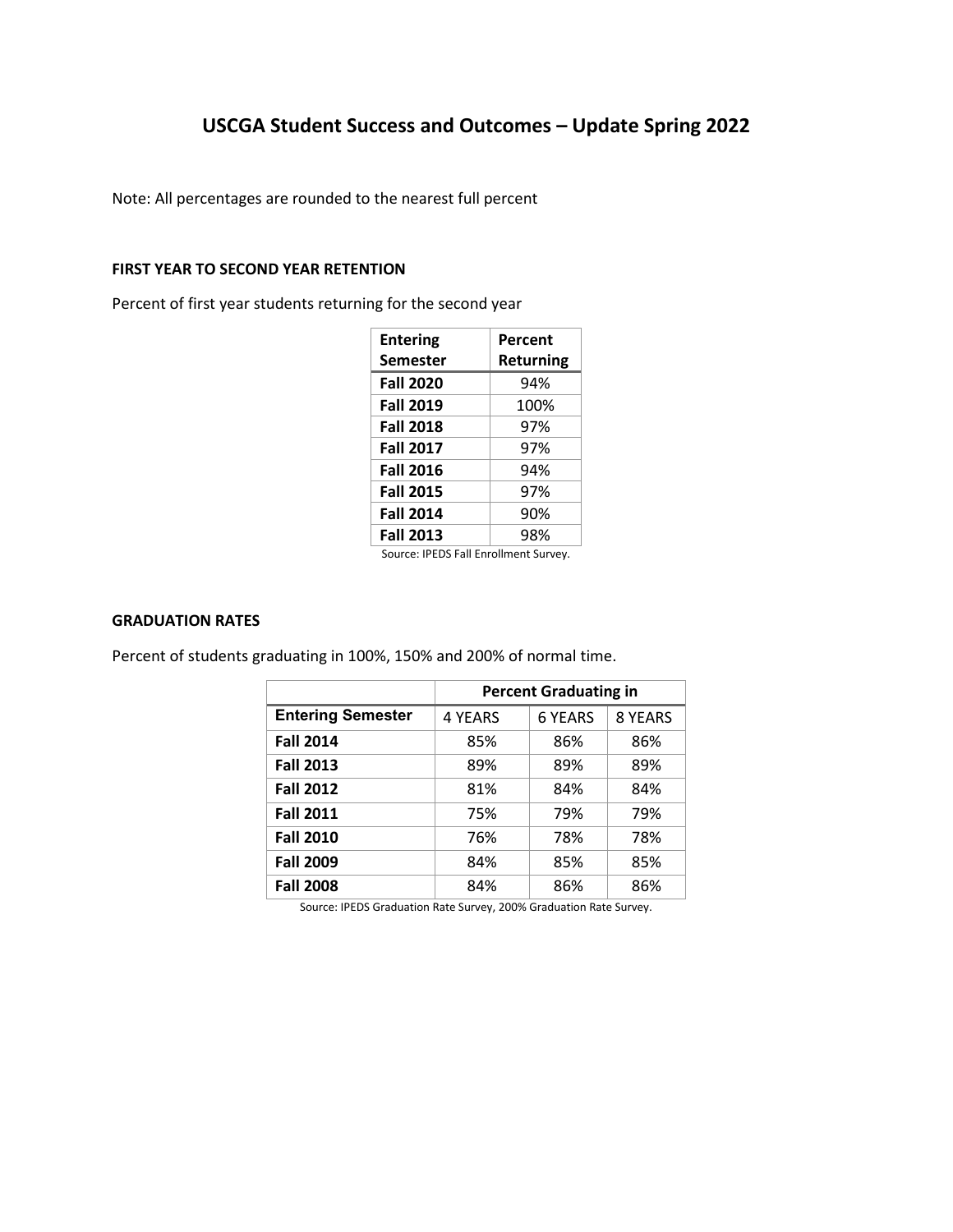# USCGA Student Success and Outcomes – Update Spring 2022

Note: All percentages are rounded to the nearest full percent

### FIRST YEAR TO SECOND YEAR RETENTION

Percent of first year students returning for the second year

| Entering Semester | Percent Returning |
|---|---|
| **Fall 2020** | 94% |
| **Fall 2019** | 100% |
| **Fall 2018** | 97% |
| **Fall 2017** | 97% |
| **Fall 2016** | 94% |
| **Fall 2015** | 97% |
| **Fall 2014** | 90% |
| **Fall 2013** | 98% |

Source: IPEDS Fall Enrollment Survey.

### GRADUATION RATES

Percent of students graduating in 100%, 150% and 200% of normal time.

| | Percent Graduating in | | |
|---|---|---|---|
| **Entering Semester** | 4 YEARS | 6 YEARS | 8 YEARS |
| **Fall 2014** | 85% | 86% | 86% |
| **Fall 2013** | 89% | 89% | 89% |
| **Fall 2012** | 81% | 84% | 84% |
| **Fall 2011** | 75% | 79% | 79% |
| **Fall 2010** | 76% | 78% | 78% |
| **Fall 2009** | 84% | 85% | 85% |
| **Fall 2008** | 84% | 86% | 86% |

Source: IPEDS Graduation Rate Survey, 200% Graduation Rate Survey.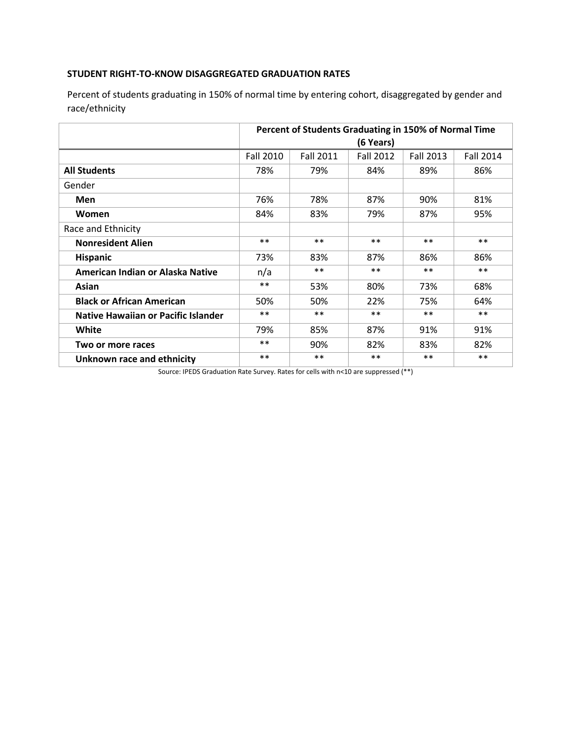**STUDENT RIGHT-TO-KNOW DISAGGREGATED GRADUATION RATES**

Percent of students graduating in 150% of normal time by entering cohort, disaggregated by gender and race/ethnicity

| | Percent of Students Graduating in 150% of Normal Time (6 Years) | | | | |
|---|---|---|---|---|---|
| | Fall 2010 | Fall 2011 | Fall 2012 | Fall 2013 | Fall 2014 |
| **All Students** | 78% | 79% | 84% | 89% | 86% |
| Gender | | | | | |
| **Men** | 76% | 78% | 87% | 90% | 81% |
| **Women** | 84% | 83% | 79% | 87% | 95% |
| Race and Ethnicity | | | | | |
| **Nonresident Alien** | ** | ** | ** | ** | ** |
| **Hispanic** | 73% | 83% | 87% | 86% | 86% |
| **American Indian or Alaska Native** | n/a | ** | ** | ** | ** |
| **Asian** | ** | 53% | 80% | 73% | 68% |
| **Black or African American** | 50% | 50% | 22% | 75% | 64% |
| **Native Hawaiian or Pacific Islander** | ** | ** | ** | ** | ** |
| **White** | 79% | 85% | 87% | 91% | 91% |
| **Two or more races** | ** | 90% | 82% | 83% | 82% |
| **Unknown race and ethnicity** | ** | ** | ** | ** | ** |

Source: IPEDS Graduation Rate Survey. Rates for cells with n<10 are suppressed (**)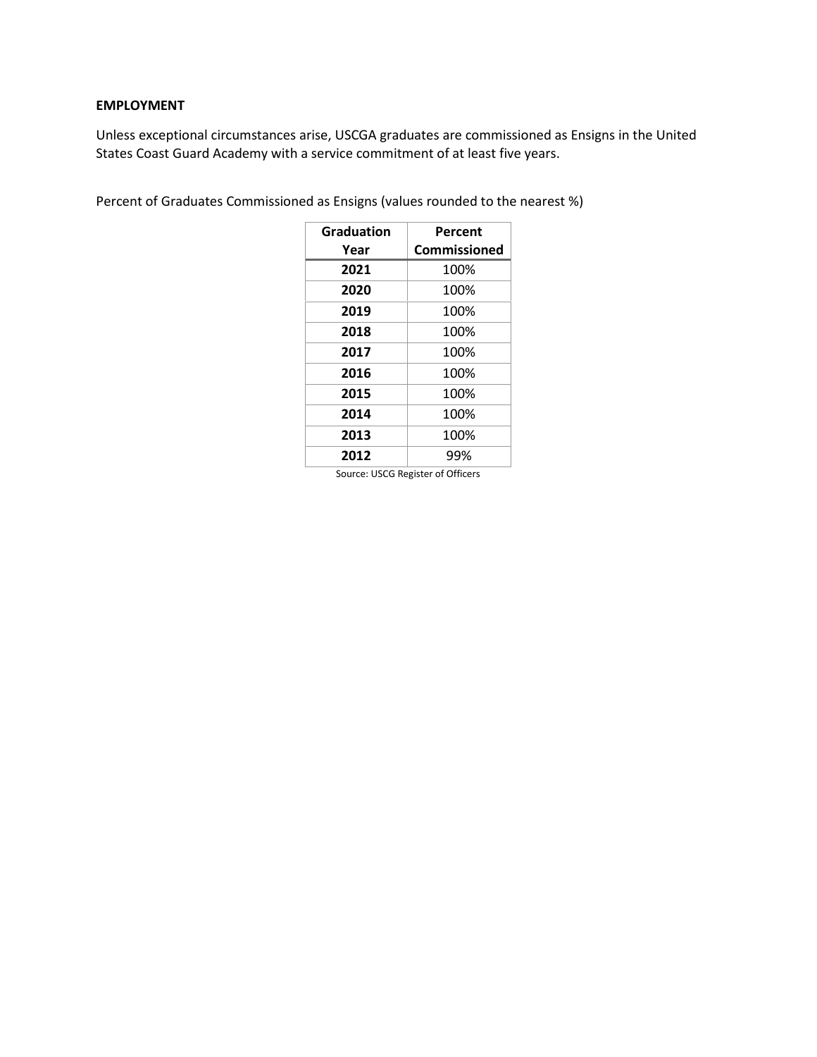**EMPLOYMENT**

Unless exceptional circumstances arise, USCGA graduates are commissioned as Ensigns in the United States Coast Guard Academy with a service commitment of at least five years.

Percent of Graduates Commissioned as Ensigns (values rounded to the nearest %)

| Graduation Year | Percent Commissioned |
|---|---|
| **2021** | 100% |
| **2020** | 100% |
| **2019** | 100% |
| **2018** | 100% |
| **2017** | 100% |
| **2016** | 100% |
| **2015** | 100% |
| **2014** | 100% |
| **2013** | 100% |
| **2012** | 99% |

Source: USCG Register of Officers